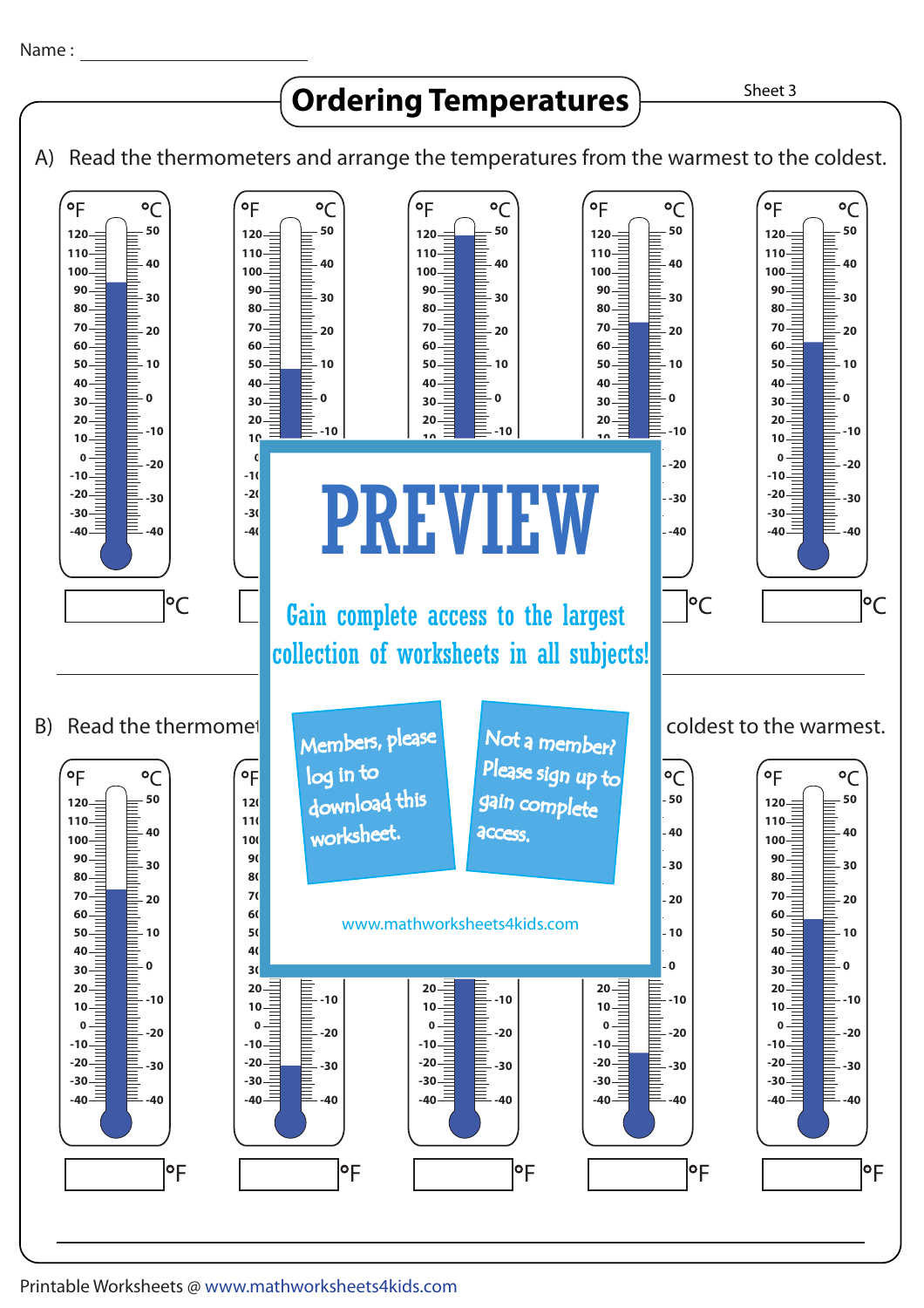Name : ______________________

# Ordering Temperatures

Sheet 3

A) Read the thermometers and arrange the temperatures from the warmest to the coldest.

°C    °C    °C    °C    °C

______________________________________________

B) Read the thermometers and arrange the temperatures from the coldest to the warmest.

°F    °F    °F    °F    °F

______________________________________________

PREVIEW

Gain complete access to the largest collection of worksheets in all subjects!

Members, please log in to download this worksheet.

Not a member? Please sign up to gain complete access.

www.mathworksheets4kids.com

Printable Worksheets @ www.mathworksheets4kids.com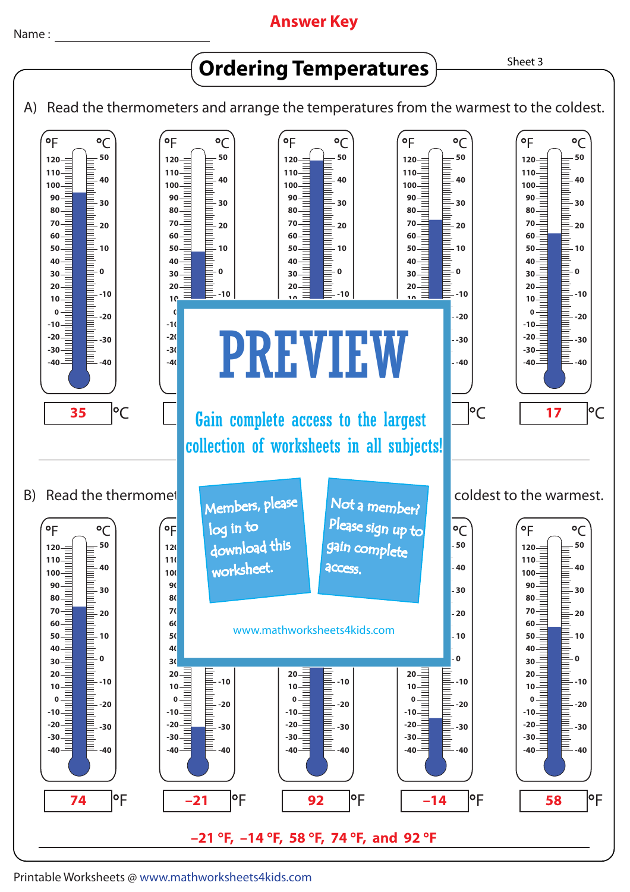Name : ________________

**Answer Key**

# Ordering Temperatures

Sheet 3

A) Read the thermometers and arrange the temperatures from the warmest to the coldest.

°F °C

120 110 100 90 80 70 60 50 40 30 20 10 0 -10 -20 -30 -40

50 40 30 20 10 0 -10 -20 -30 -40

**35** °C

°C

**17** °C

B) Read the thermomet... coldest to the warmest.

°F °C

**74** °F | **–21** °F | **92** °F | **–14** °F | **58** °F

**–21 °F, –14 °F, 58 °F, 74 °F, and 92 °F**

PREVIEW

Gain complete access to the largest collection of worksheets in all subjects!

Members, please log in to download this worksheet.

Not a member? Please sign up to gain complete access.

www.mathworksheets4kids.com

Printable Worksheets @ www.mathworksheets4kids.com